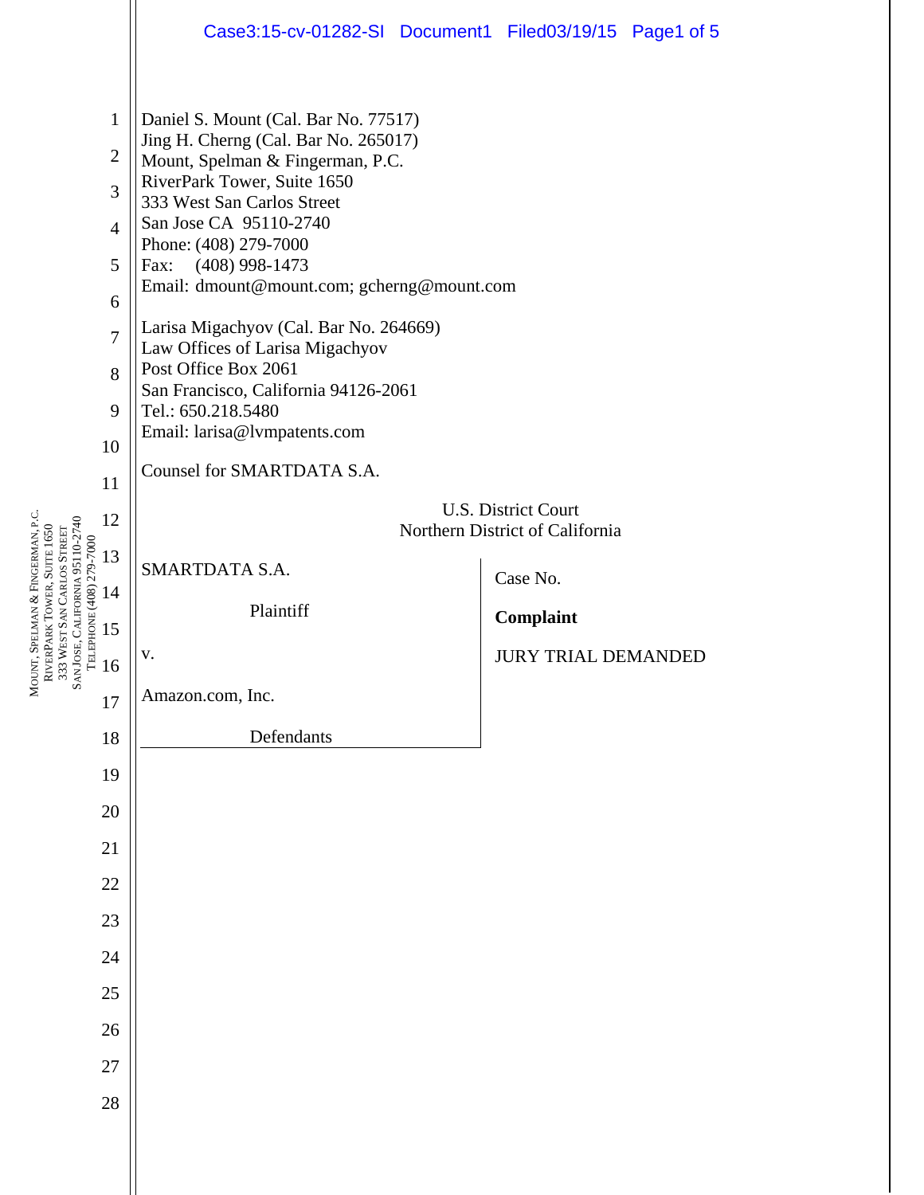Daniel S. Mount (Cal. Bar No. 77517)
Jing H. Cherng (Cal. Bar No. 265017)
Mount, Spelman & Fingerman, P.C.
RiverPark Tower, Suite 1650
333 West San Carlos Street
San Jose CA 95110-2740
Phone: (408) 279-7000
Fax: (408) 998-1473
Email: dmount@mount.com; gcherng@mount.com

Larisa Migachyov (Cal. Bar No. 264669)
Law Offices of Larisa Migachyov
Post Office Box 2061
San Francisco, California 94126-2061
Tel.: 650.218.5480
Email: larisa@lvmpatents.com

Counsel for SMARTDATA S.A.

U.S. District Court
Northern District of California

| | |
|---|---|
| SMARTDATA S.A.<br><br>Plaintiff<br><br>v.<br><br>Amazon.com, Inc.<br><br>Defendants | Case No.<br><br>**Complaint**<br><br>JURY TRIAL DEMANDED |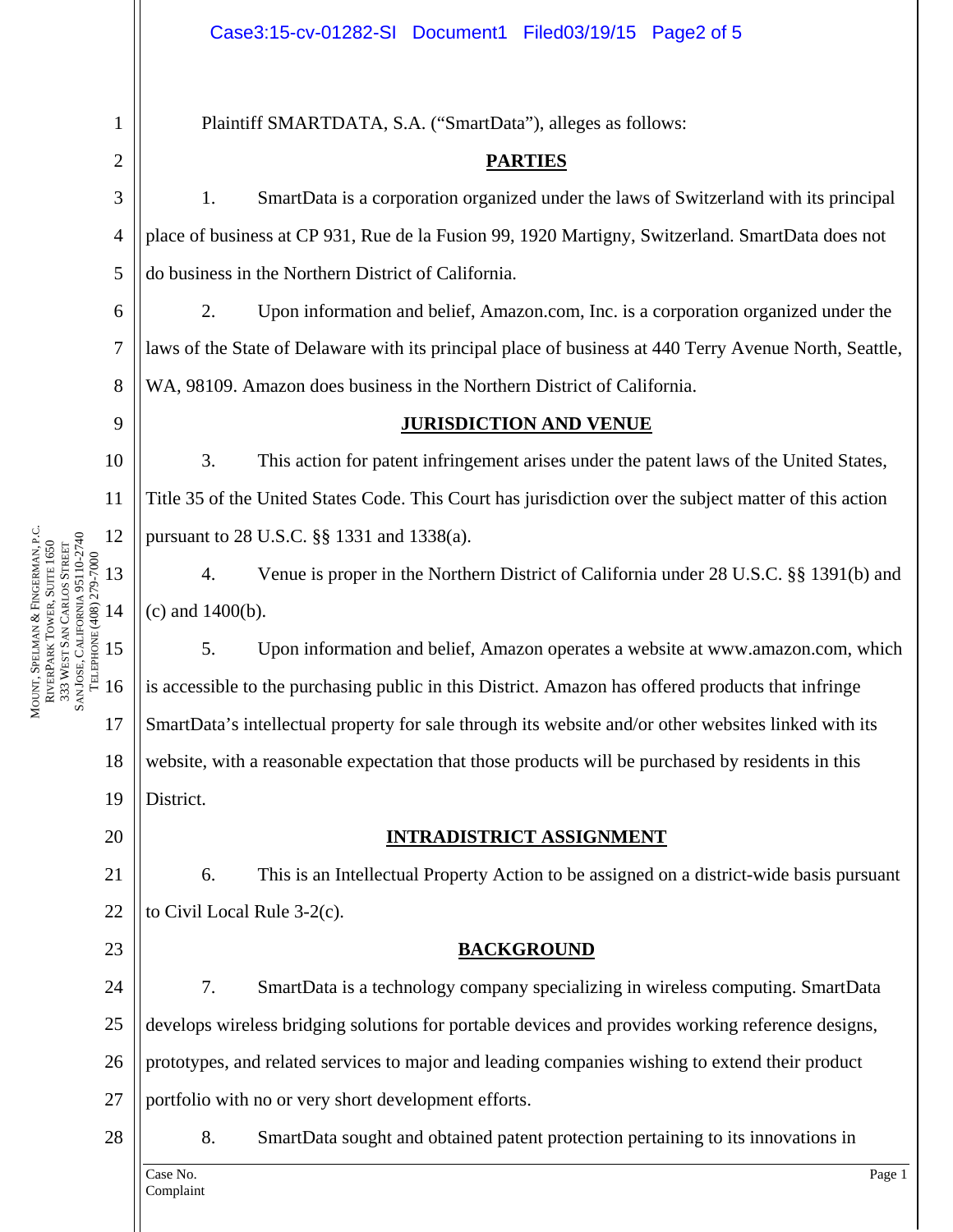Plaintiff SMARTDATA, S.A. ("SmartData"), alleges as follows:

## PARTIES

1. SmartData is a corporation organized under the laws of Switzerland with its principal place of business at CP 931, Rue de la Fusion 99, 1920 Martigny, Switzerland. SmartData does not do business in the Northern District of California.

2. Upon information and belief, Amazon.com, Inc. is a corporation organized under the laws of the State of Delaware with its principal place of business at 440 Terry Avenue North, Seattle, WA, 98109. Amazon does business in the Northern District of California.

## JURISDICTION AND VENUE

3. This action for patent infringement arises under the patent laws of the United States, Title 35 of the United States Code. This Court has jurisdiction over the subject matter of this action pursuant to 28 U.S.C. §§ 1331 and 1338(a).

4. Venue is proper in the Northern District of California under 28 U.S.C. §§ 1391(b) and (c) and 1400(b).

5. Upon information and belief, Amazon operates a website at www.amazon.com, which is accessible to the purchasing public in this District. Amazon has offered products that infringe SmartData's intellectual property for sale through its website and/or other websites linked with its website, with a reasonable expectation that those products will be purchased by residents in this District.

## INTRADISTRICT ASSIGNMENT

6. This is an Intellectual Property Action to be assigned on a district-wide basis pursuant to Civil Local Rule 3-2(c).

## BACKGROUND

7. SmartData is a technology company specializing in wireless computing. SmartData develops wireless bridging solutions for portable devices and provides working reference designs, prototypes, and related services to major and leading companies wishing to extend their product portfolio with no or very short development efforts.

8. SmartData sought and obtained patent protection pertaining to its innovations in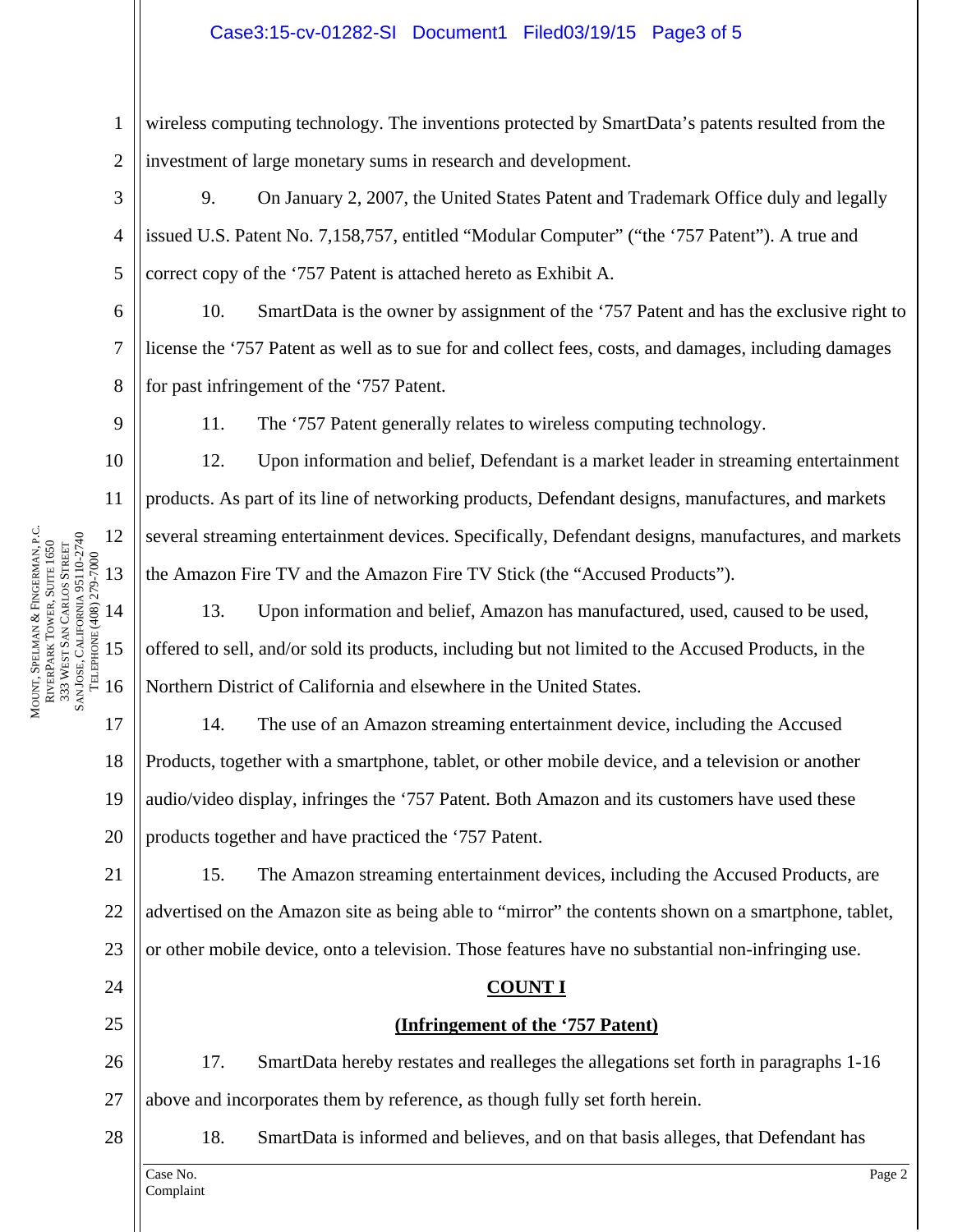wireless computing technology. The inventions protected by SmartData's patents resulted from the investment of large monetary sums in research and development.

9. On January 2, 2007, the United States Patent and Trademark Office duly and legally issued U.S. Patent No. 7,158,757, entitled "Modular Computer" ("the '757 Patent"). A true and correct copy of the '757 Patent is attached hereto as Exhibit A.

10. SmartData is the owner by assignment of the '757 Patent and has the exclusive right to license the '757 Patent as well as to sue for and collect fees, costs, and damages, including damages for past infringement of the '757 Patent.

11. The '757 Patent generally relates to wireless computing technology.

12. Upon information and belief, Defendant is a market leader in streaming entertainment products. As part of its line of networking products, Defendant designs, manufactures, and markets several streaming entertainment devices. Specifically, Defendant designs, manufactures, and markets the Amazon Fire TV and the Amazon Fire TV Stick (the "Accused Products").

13. Upon information and belief, Amazon has manufactured, used, caused to be used, offered to sell, and/or sold its products, including but not limited to the Accused Products, in the Northern District of California and elsewhere in the United States.

14. The use of an Amazon streaming entertainment device, including the Accused Products, together with a smartphone, tablet, or other mobile device, and a television or another audio/video display, infringes the '757 Patent. Both Amazon and its customers have used these products together and have practiced the '757 Patent.

15. The Amazon streaming entertainment devices, including the Accused Products, are advertised on the Amazon site as being able to "mirror" the contents shown on a smartphone, tablet, or other mobile device, onto a television. Those features have no substantial non-infringing use.

**COUNT I**

**(Infringement of the '757 Patent)**

17. SmartData hereby restates and realleges the allegations set forth in paragraphs 1-16 above and incorporates them by reference, as though fully set forth herein.

18. SmartData is informed and believes, and on that basis alleges, that Defendant has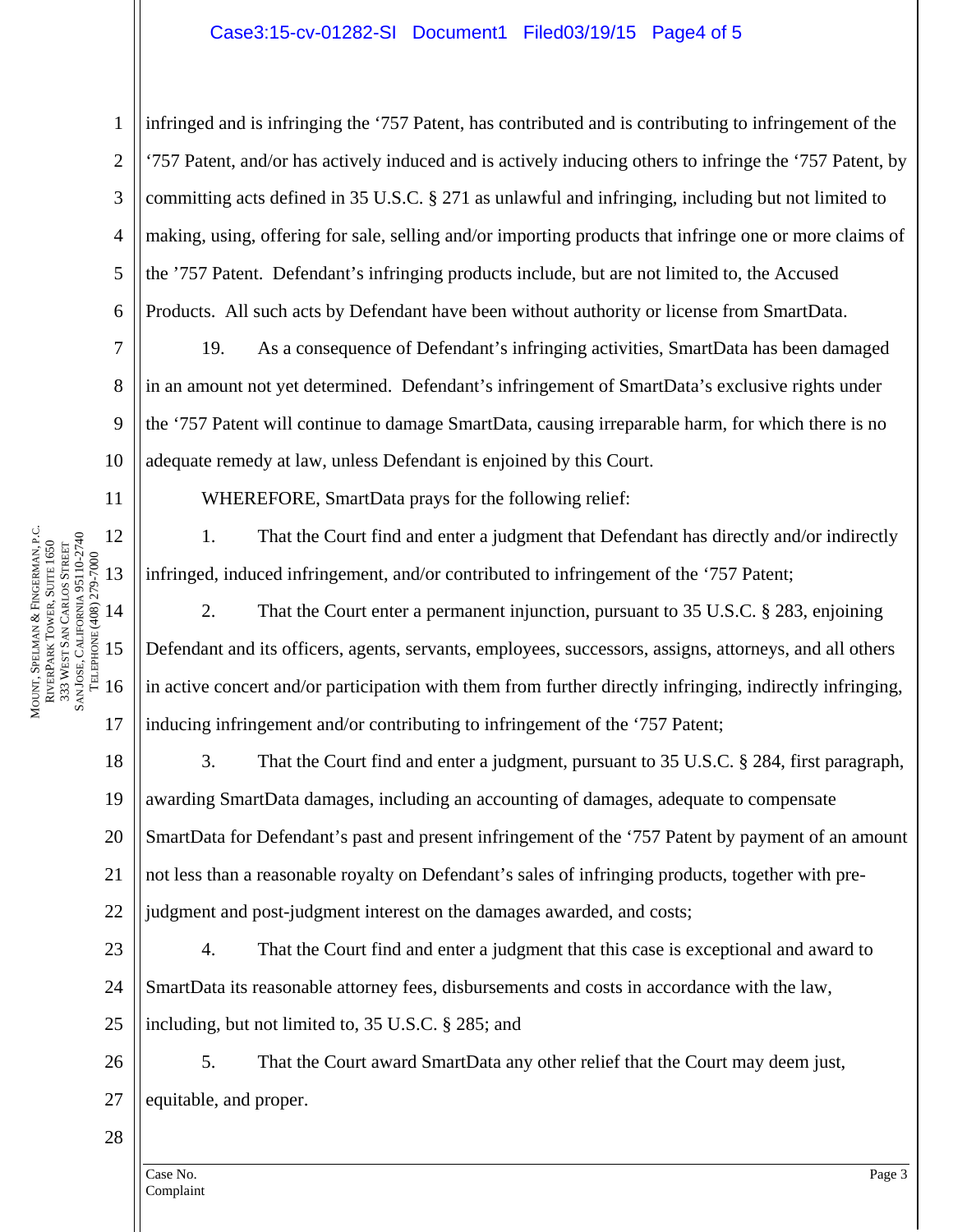infringed and is infringing the ‘757 Patent, has contributed and is contributing to infringement of the ‘757 Patent, and/or has actively induced and is actively inducing others to infringe the ‘757 Patent, by committing acts defined in 35 U.S.C. § 271 as unlawful and infringing, including but not limited to making, using, offering for sale, selling and/or importing products that infringe one or more claims of the ’757 Patent. Defendant’s infringing products include, but are not limited to, the Accused Products. All such acts by Defendant have been without authority or license from SmartData.

19. As a consequence of Defendant’s infringing activities, SmartData has been damaged in an amount not yet determined. Defendant’s infringement of SmartData’s exclusive rights under the ‘757 Patent will continue to damage SmartData, causing irreparable harm, for which there is no adequate remedy at law, unless Defendant is enjoined by this Court.

WHEREFORE, SmartData prays for the following relief:

1. That the Court find and enter a judgment that Defendant has directly and/or indirectly infringed, induced infringement, and/or contributed to infringement of the ‘757 Patent;

2. That the Court enter a permanent injunction, pursuant to 35 U.S.C. § 283, enjoining Defendant and its officers, agents, servants, employees, successors, assigns, attorneys, and all others in active concert and/or participation with them from further directly infringing, indirectly infringing, inducing infringement and/or contributing to infringement of the ‘757 Patent;

3. That the Court find and enter a judgment, pursuant to 35 U.S.C. § 284, first paragraph, awarding SmartData damages, including an accounting of damages, adequate to compensate SmartData for Defendant’s past and present infringement of the ‘757 Patent by payment of an amount not less than a reasonable royalty on Defendant’s sales of infringing products, together with pre-judgment and post-judgment interest on the damages awarded, and costs;

4. That the Court find and enter a judgment that this case is exceptional and award to SmartData its reasonable attorney fees, disbursements and costs in accordance with the law, including, but not limited to, 35 U.S.C. § 285; and

5. That the Court award SmartData any other relief that the Court may deem just, equitable, and proper.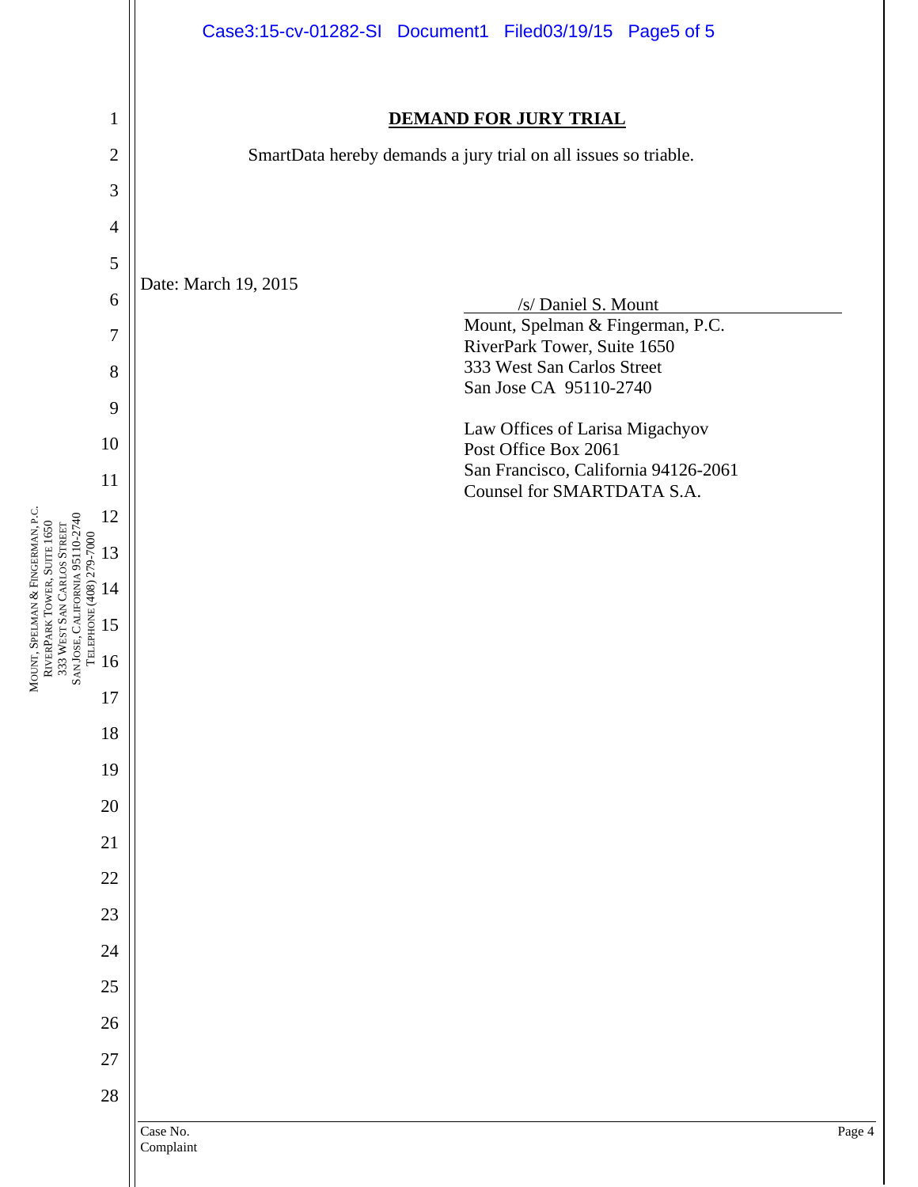## DEMAND FOR JURY TRIAL

SmartData hereby demands a jury trial on all issues so triable.

Date: March 19, 2015

/s/ Daniel S. Mount
Mount, Spelman & Fingerman, P.C.
RiverPark Tower, Suite 1650
333 West San Carlos Street
San Jose CA 95110-2740

Law Offices of Larisa Migachyov
Post Office Box 2061
San Francisco, California 94126-2061
Counsel for SMARTDATA S.A.